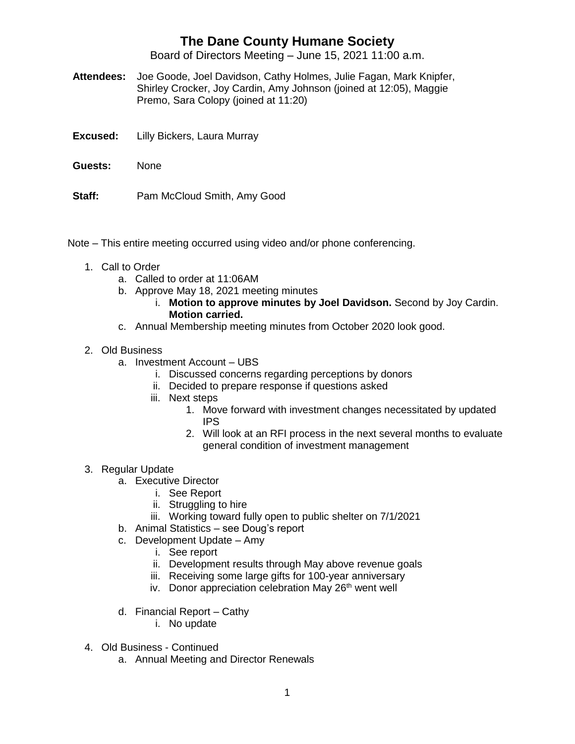# The Dane County Humane Society

Board of Directors Meeting – June 15, 2021 11:00 a.m.

**Attendees:** Joe Goode, Joel Davidson, Cathy Holmes, Julie Fagan, Mark Knipfer, Shirley Crocker, Joy Cardin, Amy Johnson (joined at 12:05), Maggie Premo, Sara Colopy (joined at 11:20)

**Excused:** Lilly Bickers, Laura Murray

**Guests:** None

**Staff:** Pam McCloud Smith, Amy Good

Note – This entire meeting occurred using video and/or phone conferencing.

1. Call to Order
   a. Called to order at 11:06AM
   b. Approve May 18, 2021 meeting minutes
      i. **Motion to approve minutes by Joel Davidson.** Second by Joy Cardin. **Motion carried.**
   c. Annual Membership meeting minutes from October 2020 look good.

2. Old Business
   a. Investment Account – UBS
      i. Discussed concerns regarding perceptions by donors
      ii. Decided to prepare response if questions asked
      iii. Next steps
         1. Move forward with investment changes necessitated by updated IPS
         2. Will look at an RFI process in the next several months to evaluate general condition of investment management

3. Regular Update
   a. Executive Director
      i. See Report
      ii. Struggling to hire
      iii. Working toward fully open to public shelter on 7/1/2021
   b. Animal Statistics – see Doug's report
   c. Development Update – Amy
      i. See report
      ii. Development results through May above revenue goals
      iii. Receiving some large gifts for 100-year anniversary
      iv. Donor appreciation celebration May 26th went well
   d. Financial Report – Cathy
      i. No update

4. Old Business - Continued
   a. Annual Meeting and Director Renewals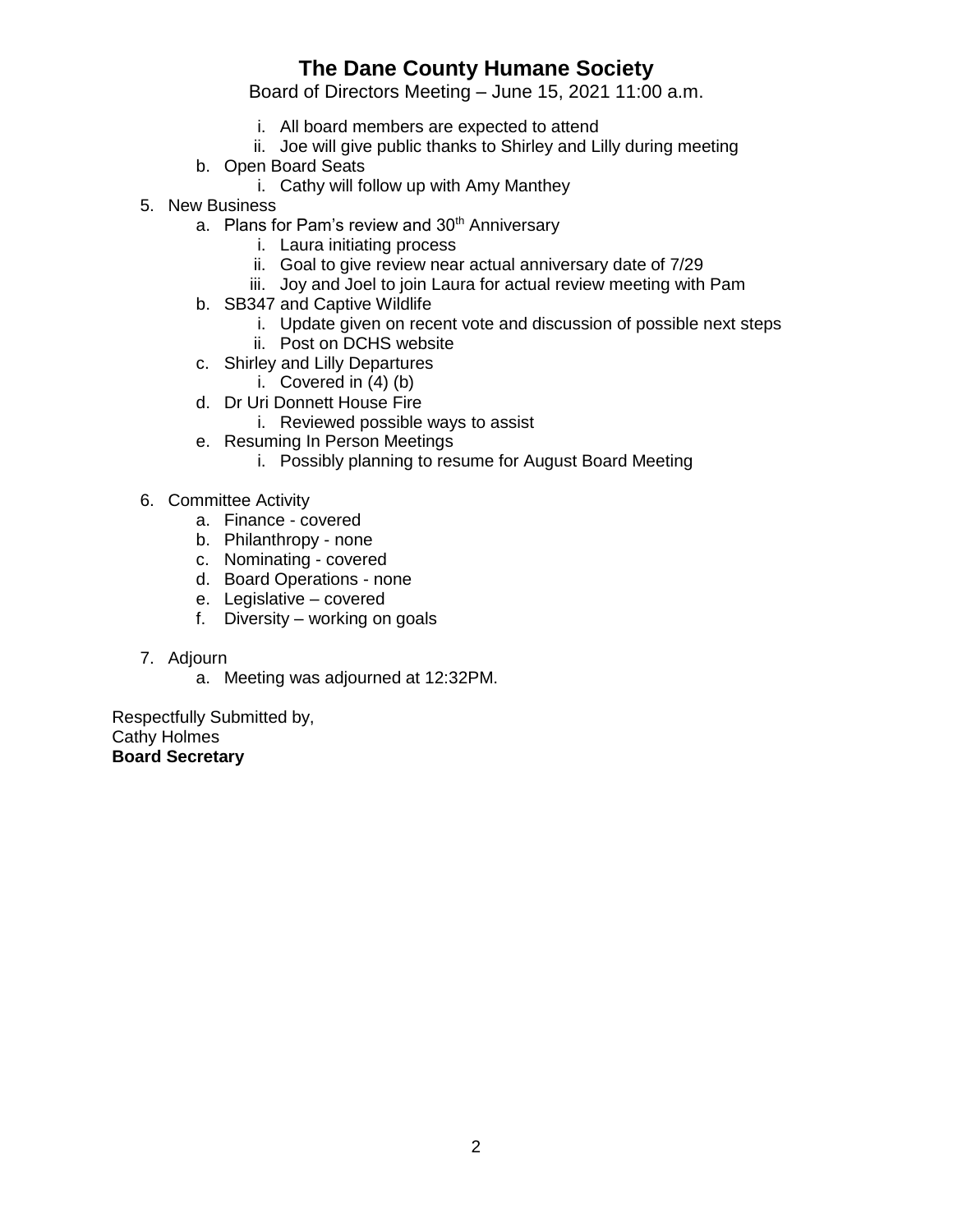i. All board members are expected to attend
ii. Joe will give public thanks to Shirley and Lilly during meeting

b. Open Board Seats
   i. Cathy will follow up with Amy Manthey

5. New Business
   a. Plans for Pam's review and 30th Anniversary
      i. Laura initiating process
      ii. Goal to give review near actual anniversary date of 7/29
      iii. Joy and Joel to join Laura for actual review meeting with Pam
   b. SB347 and Captive Wildlife
      i. Update given on recent vote and discussion of possible next steps
      ii. Post on DCHS website
   c. Shirley and Lilly Departures
      i. Covered in (4) (b)
   d. Dr Uri Donnett House Fire
      i. Reviewed possible ways to assist
   e. Resuming In Person Meetings
      i. Possibly planning to resume for August Board Meeting

6. Committee Activity
   a. Finance - covered
   b. Philanthropy - none
   c. Nominating - covered
   d. Board Operations - none
   e. Legislative – covered
   f. Diversity – working on goals

7. Adjourn
   a. Meeting was adjourned at 12:32PM.

Respectfully Submitted by,
Cathy Holmes
**Board Secretary**